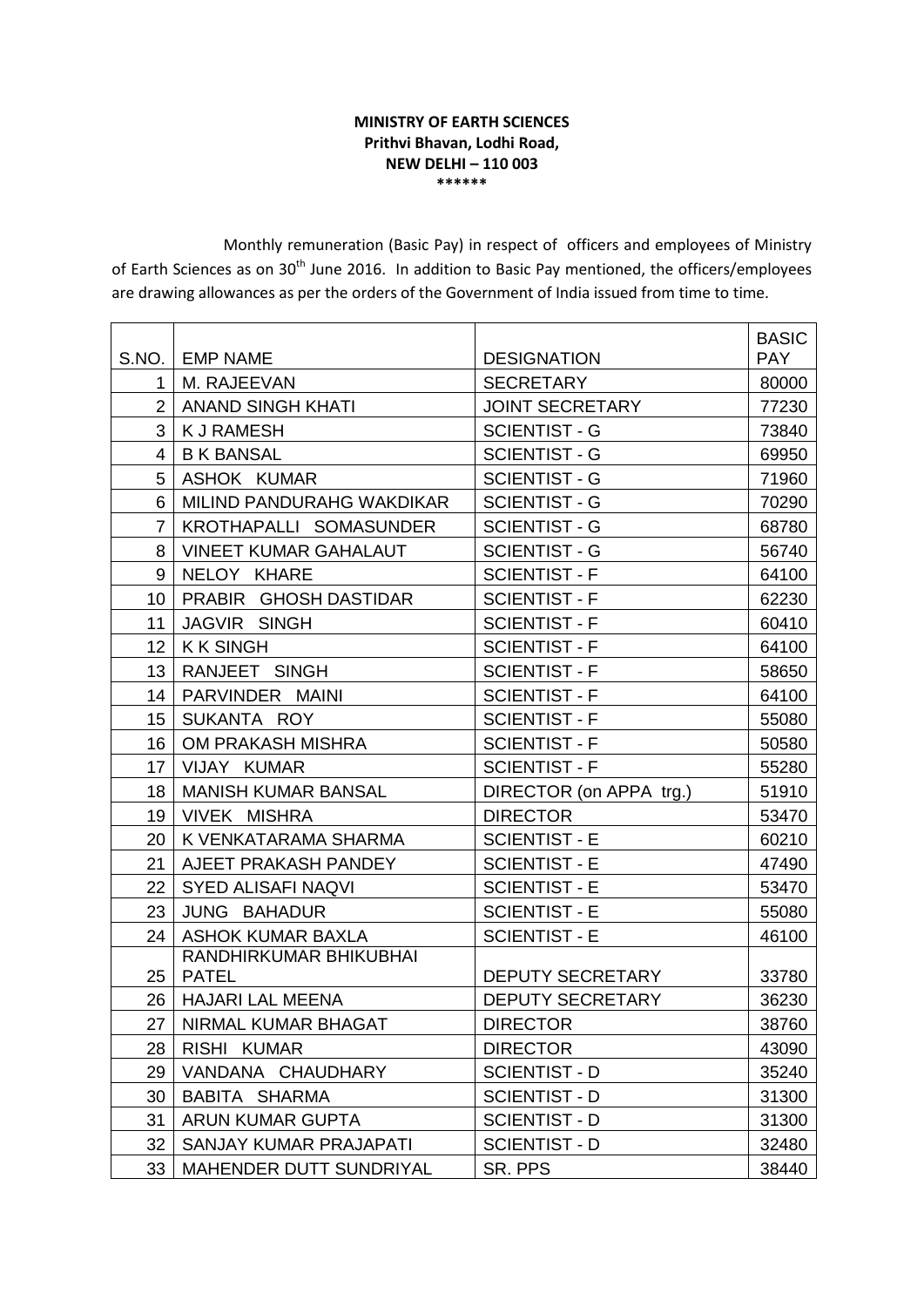**MINISTRY OF EARTH SCIENCES**
**Prithvi Bhavan, Lodhi Road,**
**NEW DELHI – 110 003**
**\*\*\*\*\*\***

Monthly remuneration (Basic Pay) in respect of officers and employees of Ministry of Earth Sciences as on 30th June 2016. In addition to Basic Pay mentioned, the officers/employees are drawing allowances as per the orders of the Government of India issued from time to time.

| S.NO. | EMP NAME | DESIGNATION | BASIC PAY |
|---|---|---|---|
| 1 | M. RAJEEVAN | SECRETARY | 80000 |
| 2 | ANAND SINGH KHATI | JOINT SECRETARY | 77230 |
| 3 | K J RAMESH | SCIENTIST - G | 73840 |
| 4 | B K BANSAL | SCIENTIST - G | 69950 |
| 5 | ASHOK KUMAR | SCIENTIST - G | 71960 |
| 6 | MILIND PANDURAHG WAKDIKAR | SCIENTIST - G | 70290 |
| 7 | KROTHAPALLI SOMASUNDER | SCIENTIST - G | 68780 |
| 8 | VINEET KUMAR GAHALAUT | SCIENTIST - G | 56740 |
| 9 | NELOY KHARE | SCIENTIST - F | 64100 |
| 10 | PRABIR GHOSH DASTIDAR | SCIENTIST - F | 62230 |
| 11 | JAGVIR SINGH | SCIENTIST - F | 60410 |
| 12 | K K SINGH | SCIENTIST - F | 64100 |
| 13 | RANJEET SINGH | SCIENTIST - F | 58650 |
| 14 | PARVINDER MAINI | SCIENTIST - F | 64100 |
| 15 | SUKANTA ROY | SCIENTIST - F | 55080 |
| 16 | OM PRAKASH MISHRA | SCIENTIST - F | 50580 |
| 17 | VIJAY KUMAR | SCIENTIST - F | 55280 |
| 18 | MANISH KUMAR BANSAL | DIRECTOR (on APPA trg.) | 51910 |
| 19 | VIVEK MISHRA | DIRECTOR | 53470 |
| 20 | K VENKATARAMA SHARMA | SCIENTIST - E | 60210 |
| 21 | AJEET PRAKASH PANDEY | SCIENTIST - E | 47490 |
| 22 | SYED ALISAFI NAQVI | SCIENTIST - E | 53470 |
| 23 | JUNG BAHADUR | SCIENTIST - E | 55080 |
| 24 | ASHOK KUMAR BAXLA | SCIENTIST - E | 46100 |
| 25 | RANDHIRKUMAR BHIKUBHAI PATEL | DEPUTY SECRETARY | 33780 |
| 26 | HAJARI LAL MEENA | DEPUTY SECRETARY | 36230 |
| 27 | NIRMAL KUMAR BHAGAT | DIRECTOR | 38760 |
| 28 | RISHI KUMAR | DIRECTOR | 43090 |
| 29 | VANDANA CHAUDHARY | SCIENTIST - D | 35240 |
| 30 | BABITA SHARMA | SCIENTIST - D | 31300 |
| 31 | ARUN KUMAR GUPTA | SCIENTIST - D | 31300 |
| 32 | SANJAY KUMAR PRAJAPATI | SCIENTIST - D | 32480 |
| 33 | MAHENDER DUTT SUNDRIYAL | SR. PPS | 38440 |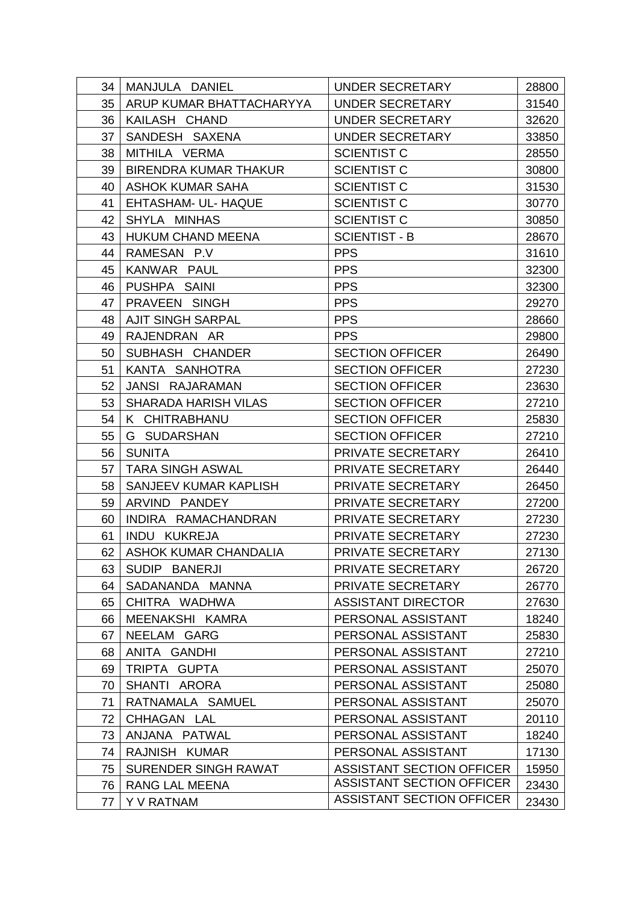| | | | |
|---|---|---|---|
| 34 | MANJULA DANIEL | UNDER SECRETARY | 28800 |
| 35 | ARUP KUMAR BHATTACHARYYA | UNDER SECRETARY | 31540 |
| 36 | KAILASH CHAND | UNDER SECRETARY | 32620 |
| 37 | SANDESH SAXENA | UNDER SECRETARY | 33850 |
| 38 | MITHILA VERMA | SCIENTIST C | 28550 |
| 39 | BIRENDRA KUMAR THAKUR | SCIENTIST C | 30800 |
| 40 | ASHOK KUMAR SAHA | SCIENTIST C | 31530 |
| 41 | EHTASHAM- UL- HAQUE | SCIENTIST C | 30770 |
| 42 | SHYLA MINHAS | SCIENTIST C | 30850 |
| 43 | HUKUM CHAND MEENA | SCIENTIST - B | 28670 |
| 44 | RAMESAN P.V | PPS | 31610 |
| 45 | KANWAR PAUL | PPS | 32300 |
| 46 | PUSHPA SAINI | PPS | 32300 |
| 47 | PRAVEEN SINGH | PPS | 29270 |
| 48 | AJIT SINGH SARPAL | PPS | 28660 |
| 49 | RAJENDRAN AR | PPS | 29800 |
| 50 | SUBHASH CHANDER | SECTION OFFICER | 26490 |
| 51 | KANTA SANHOTRA | SECTION OFFICER | 27230 |
| 52 | JANSI RAJARAMAN | SECTION OFFICER | 23630 |
| 53 | SHARADA HARISH VILAS | SECTION OFFICER | 27210 |
| 54 | K CHITRABHANU | SECTION OFFICER | 25830 |
| 55 | G SUDARSHAN | SECTION OFFICER | 27210 |
| 56 | SUNITA | PRIVATE SECRETARY | 26410 |
| 57 | TARA SINGH ASWAL | PRIVATE SECRETARY | 26440 |
| 58 | SANJEEV KUMAR KAPLISH | PRIVATE SECRETARY | 26450 |
| 59 | ARVIND PANDEY | PRIVATE SECRETARY | 27200 |
| 60 | INDIRA RAMACHANDRAN | PRIVATE SECRETARY | 27230 |
| 61 | INDU KUKREJA | PRIVATE SECRETARY | 27230 |
| 62 | ASHOK KUMAR CHANDALIA | PRIVATE SECRETARY | 27130 |
| 63 | SUDIP BANERJI | PRIVATE SECRETARY | 26720 |
| 64 | SADANANDA MANNA | PRIVATE SECRETARY | 26770 |
| 65 | CHITRA WADHWA | ASSISTANT DIRECTOR | 27630 |
| 66 | MEENAKSHI KAMRA | PERSONAL ASSISTANT | 18240 |
| 67 | NEELAM GARG | PERSONAL ASSISTANT | 25830 |
| 68 | ANITA GANDHI | PERSONAL ASSISTANT | 27210 |
| 69 | TRIPTA GUPTA | PERSONAL ASSISTANT | 25070 |
| 70 | SHANTI ARORA | PERSONAL ASSISTANT | 25080 |
| 71 | RATNAMALA SAMUEL | PERSONAL ASSISTANT | 25070 |
| 72 | CHHAGAN LAL | PERSONAL ASSISTANT | 20110 |
| 73 | ANJANA PATWAL | PERSONAL ASSISTANT | 18240 |
| 74 | RAJNISH KUMAR | PERSONAL ASSISTANT | 17130 |
| 75 | SURENDER SINGH RAWAT | ASSISTANT SECTION OFFICER | 15950 |
| 76 | RANG LAL MEENA | ASSISTANT SECTION OFFICER | 23430 |
| 77 | Y V RATNAM | ASSISTANT SECTION OFFICER | 23430 |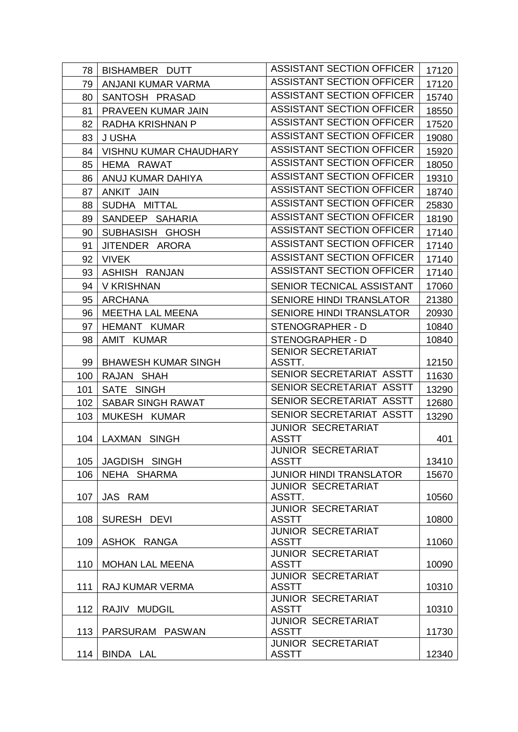| 78 | BISHAMBER DUTT | ASSISTANT SECTION OFFICER | 17120 |
|---|---|---|---|
| 79 | ANJANI KUMAR VARMA | ASSISTANT SECTION OFFICER | 17120 |
| 80 | SANTOSH PRASAD | ASSISTANT SECTION OFFICER | 15740 |
| 81 | PRAVEEN KUMAR JAIN | ASSISTANT SECTION OFFICER | 18550 |
| 82 | RADHA KRISHNAN P | ASSISTANT SECTION OFFICER | 17520 |
| 83 | J USHA | ASSISTANT SECTION OFFICER | 19080 |
| 84 | VISHNU KUMAR CHAUDHARY | ASSISTANT SECTION OFFICER | 15920 |
| 85 | HEMA RAWAT | ASSISTANT SECTION OFFICER | 18050 |
| 86 | ANUJ KUMAR DAHIYA | ASSISTANT SECTION OFFICER | 19310 |
| 87 | ANKIT JAIN | ASSISTANT SECTION OFFICER | 18740 |
| 88 | SUDHA MITTAL | ASSISTANT SECTION OFFICER | 25830 |
| 89 | SANDEEP SAHARIA | ASSISTANT SECTION OFFICER | 18190 |
| 90 | SUBHASISH GHOSH | ASSISTANT SECTION OFFICER | 17140 |
| 91 | JITENDER ARORA | ASSISTANT SECTION OFFICER | 17140 |
| 92 | VIVEK | ASSISTANT SECTION OFFICER | 17140 |
| 93 | ASHISH RANJAN | ASSISTANT SECTION OFFICER | 17140 |
| 94 | V KRISHNAN | SENIOR TECNICAL ASSISTANT | 17060 |
| 95 | ARCHANA | SENIORE HINDI TRANSLATOR | 21380 |
| 96 | MEETHA LAL MEENA | SENIORE HINDI TRANSLATOR | 20930 |
| 97 | HEMANT KUMAR | STENOGRAPHER - D | 10840 |
| 98 | AMIT KUMAR | STENOGRAPHER - D | 10840 |
| 99 | BHAWESH KUMAR SINGH | SENIOR SECRETARIAT ASSTT. | 12150 |
| 100 | RAJAN SHAH | SENIOR SECRETARIAT ASSTT | 11630 |
| 101 | SATE SINGH | SENIOR SECRETARIAT ASSTT | 13290 |
| 102 | SABAR SINGH RAWAT | SENIOR SECRETARIAT ASSTT | 12680 |
| 103 | MUKESH KUMAR | SENIOR SECRETARIAT ASSTT | 13290 |
| 104 | LAXMAN SINGH | JUNIOR SECRETARIAT ASSTT | 401 |
| 105 | JAGDISH SINGH | JUNIOR SECRETARIAT ASSTT | 13410 |
| 106 | NEHA SHARMA | JUNIOR HINDI TRANSLATOR | 15670 |
| 107 | JAS RAM | JUNIOR SECRETARIAT ASSTT. | 10560 |
| 108 | SURESH DEVI | JUNIOR SECRETARIAT ASSTT | 10800 |
| 109 | ASHOK RANGA | JUNIOR SECRETARIAT ASSTT | 11060 |
| 110 | MOHAN LAL MEENA | JUNIOR SECRETARIAT ASSTT | 10090 |
| 111 | RAJ KUMAR VERMA | JUNIOR SECRETARIAT ASSTT | 10310 |
| 112 | RAJIV MUDGIL | JUNIOR SECRETARIAT ASSTT | 10310 |
| 113 | PARSURAM PASWAN | JUNIOR SECRETARIAT ASSTT | 11730 |
| 114 | BINDA LAL | JUNIOR SECRETARIAT ASSTT | 12340 |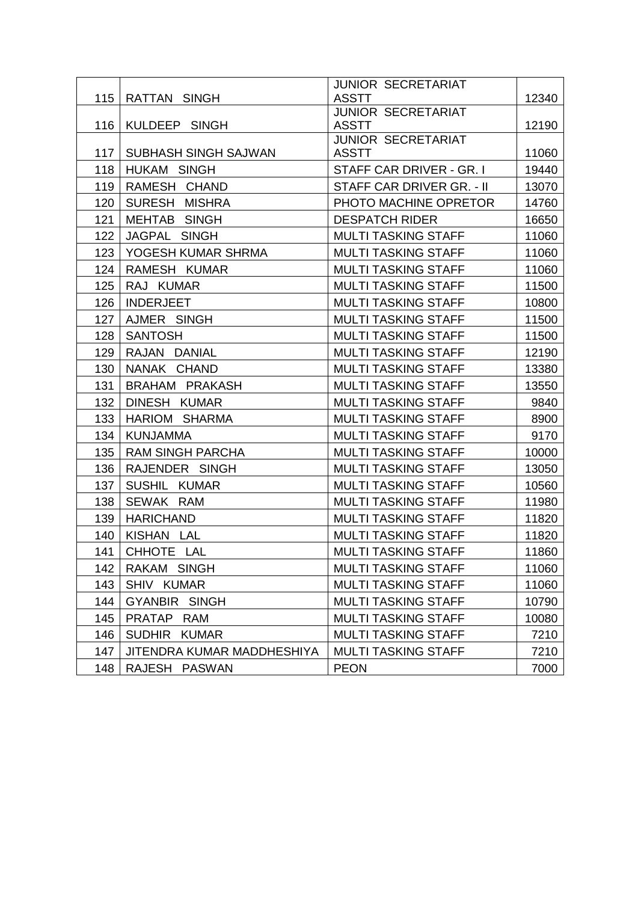| | | | |
|---|---|---|---|
| 115 | RATTAN SINGH | JUNIOR SECRETARIAT ASSTT | 12340 |
| 116 | KULDEEP SINGH | JUNIOR SECRETARIAT ASSTT | 12190 |
| 117 | SUBHASH SINGH SAJWAN | JUNIOR SECRETARIAT ASSTT | 11060 |
| 118 | HUKAM SINGH | STAFF CAR DRIVER - GR. I | 19440 |
| 119 | RAMESH CHAND | STAFF CAR DRIVER GR. - II | 13070 |
| 120 | SURESH MISHRA | PHOTO MACHINE OPRETOR | 14760 |
| 121 | MEHTAB SINGH | DESPATCH RIDER | 16650 |
| 122 | JAGPAL SINGH | MULTI TASKING STAFF | 11060 |
| 123 | YOGESH KUMAR SHRMA | MULTI TASKING STAFF | 11060 |
| 124 | RAMESH KUMAR | MULTI TASKING STAFF | 11060 |
| 125 | RAJ KUMAR | MULTI TASKING STAFF | 11500 |
| 126 | INDERJEET | MULTI TASKING STAFF | 10800 |
| 127 | AJMER SINGH | MULTI TASKING STAFF | 11500 |
| 128 | SANTOSH | MULTI TASKING STAFF | 11500 |
| 129 | RAJAN DANIAL | MULTI TASKING STAFF | 12190 |
| 130 | NANAK CHAND | MULTI TASKING STAFF | 13380 |
| 131 | BRAHAM PRAKASH | MULTI TASKING STAFF | 13550 |
| 132 | DINESH KUMAR | MULTI TASKING STAFF | 9840 |
| 133 | HARIOM SHARMA | MULTI TASKING STAFF | 8900 |
| 134 | KUNJAMMA | MULTI TASKING STAFF | 9170 |
| 135 | RAM SINGH PARCHA | MULTI TASKING STAFF | 10000 |
| 136 | RAJENDER SINGH | MULTI TASKING STAFF | 13050 |
| 137 | SUSHIL KUMAR | MULTI TASKING STAFF | 10560 |
| 138 | SEWAK RAM | MULTI TASKING STAFF | 11980 |
| 139 | HARICHAND | MULTI TASKING STAFF | 11820 |
| 140 | KISHAN LAL | MULTI TASKING STAFF | 11820 |
| 141 | CHHOTE LAL | MULTI TASKING STAFF | 11860 |
| 142 | RAKAM SINGH | MULTI TASKING STAFF | 11060 |
| 143 | SHIV KUMAR | MULTI TASKING STAFF | 11060 |
| 144 | GYANBIR SINGH | MULTI TASKING STAFF | 10790 |
| 145 | PRATAP RAM | MULTI TASKING STAFF | 10080 |
| 146 | SUDHIR KUMAR | MULTI TASKING STAFF | 7210 |
| 147 | JITENDRA KUMAR MADDHESHIYA | MULTI TASKING STAFF | 7210 |
| 148 | RAJESH PASWAN | PEON | 7000 |